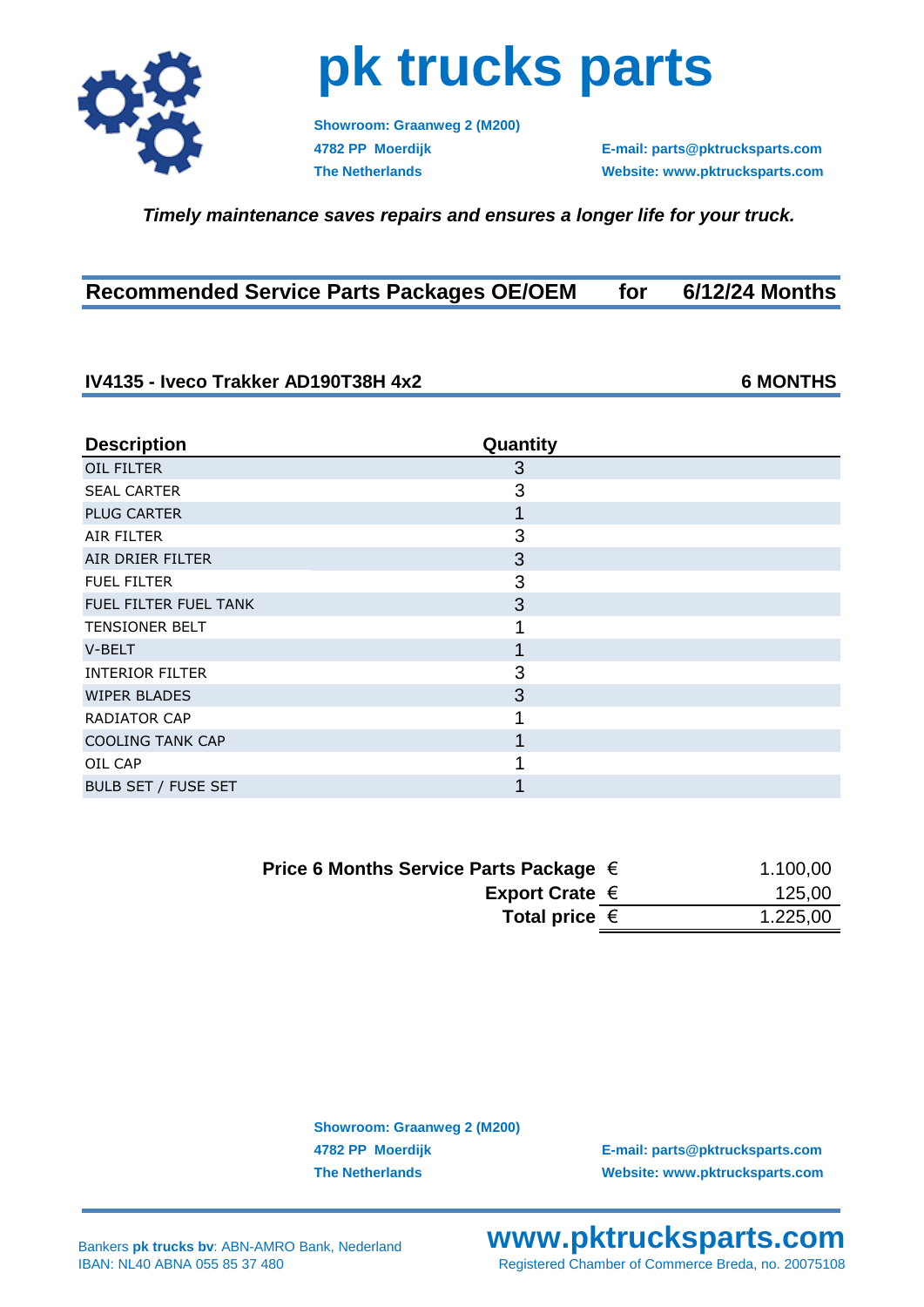# pk trucks parts

**Showroom: Graanweg 2 (M200)**
**4782 PP Moerdijk**
**The Netherlands**

**E-mail: parts@pktrucksparts.com**
**Website: www.pktrucksparts.com**

***Timely maintenance saves repairs and ensures a longer life for your truck.***

## Recommended Service Parts Packages OE/OEM for 6/12/24 Months

### IV4135 - Iveco Trakker AD190T38H 4x2 — 6 MONTHS

| Description | Quantity |
| --- | --- |
| OIL FILTER | 3 |
| SEAL CARTER | 3 |
| PLUG CARTER | 1 |
| AIR FILTER | 3 |
| AIR DRIER FILTER | 3 |
| FUEL FILTER | 3 |
| FUEL FILTER FUEL TANK | 3 |
| TENSIONER BELT | 1 |
| V-BELT | 1 |
| INTERIOR FILTER | 3 |
| WIPER BLADES | 3 |
| RADIATOR CAP | 1 |
| COOLING TANK CAP | 1 |
| OIL CAP | 1 |
| BULB SET / FUSE SET | 1 |

| | | |
| --- | --- | --- |
| **Price 6 Months Service Parts Package** | € | 1.100,00 |
| **Export Crate** | € | 125,00 |
| **Total price** | € | 1.225,00 |

**Showroom: Graanweg 2 (M200)**
**4782 PP Moerdijk**
**The Netherlands**

**E-mail: parts@pktrucksparts.com**
**Website: www.pktrucksparts.com**

Bankers **pk trucks bv**: ABN-AMRO Bank, Nederland
IBAN: NL40 ABNA 055 85 37 480

**www.pktrucksparts.com**
Registered Chamber of Commerce Breda, no. 20075108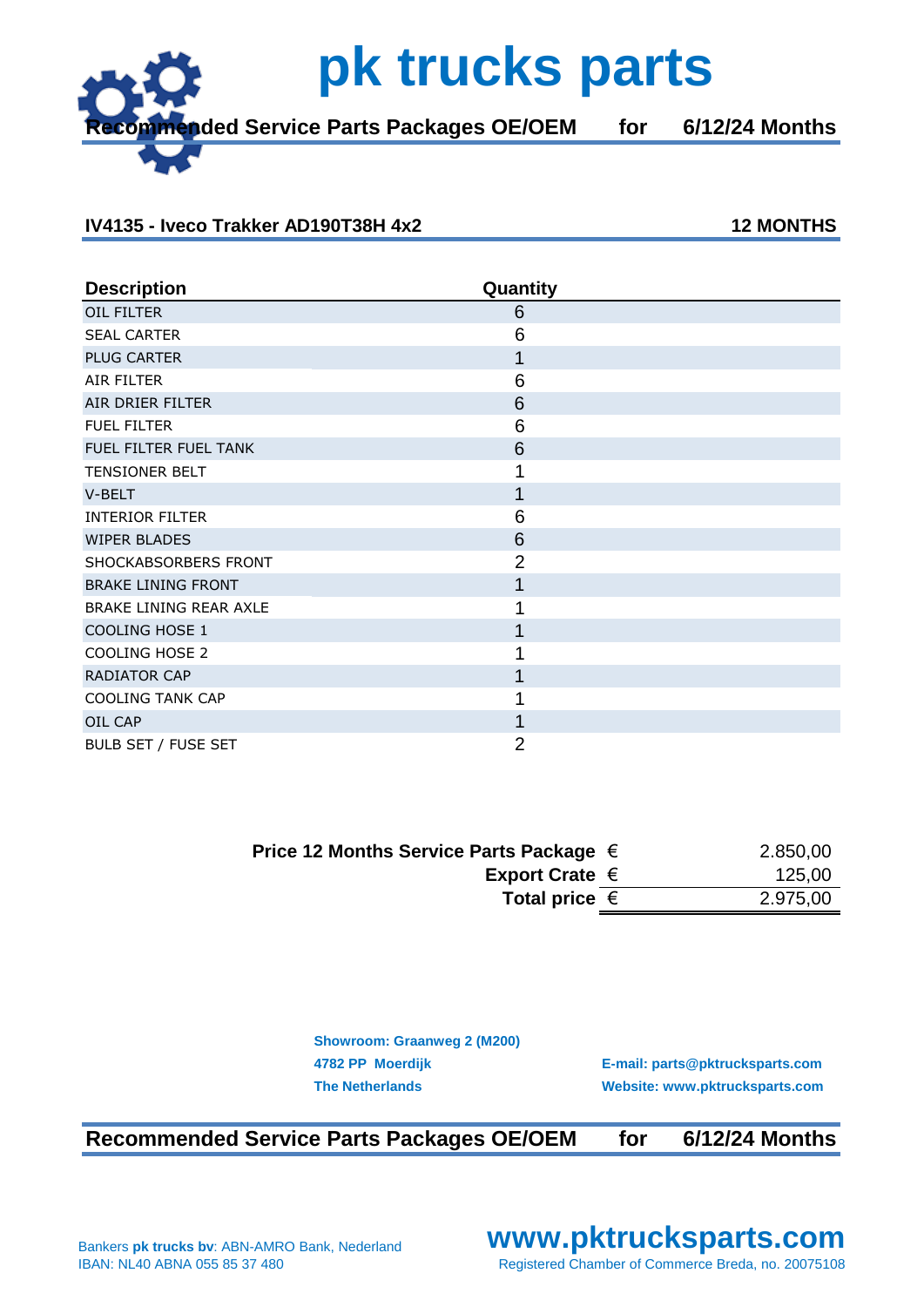# pk trucks parts

**Recommended Service Parts Packages OE/OEM for 6/12/24 Months**

## IV4135 - Iveco Trakker AD190T38H 4x2 — 12 MONTHS

| Description | Quantity |
|---|---|
| OIL FILTER | 6 |
| SEAL CARTER | 6 |
| PLUG CARTER | 1 |
| AIR FILTER | 6 |
| AIR DRIER FILTER | 6 |
| FUEL FILTER | 6 |
| FUEL FILTER FUEL TANK | 6 |
| TENSIONER BELT | 1 |
| V-BELT | 1 |
| INTERIOR FILTER | 6 |
| WIPER BLADES | 6 |
| SHOCKABSORBERS FRONT | 2 |
| BRAKE LINING FRONT | 1 |
| BRAKE LINING REAR AXLE | 1 |
| COOLING HOSE 1 | 1 |
| COOLING HOSE 2 | 1 |
| RADIATOR CAP | 1 |
| COOLING TANK CAP | 1 |
| OIL CAP | 1 |
| BULB SET / FUSE SET | 2 |

| | | |
|---|---|---|
| **Price 12 Months Service Parts Package** | € | 2.850,00 |
| **Export Crate** | € | 125,00 |
| **Total price** | € | 2.975,00 |

**Showroom: Graanweg 2 (M200)**
**4782 PP Moerdijk**
**The Netherlands**

**E-mail: parts@pktrucksparts.com**
**Website: www.pktrucksparts.com**

**Recommended Service Parts Packages OE/OEM for 6/12/24 Months**

Bankers **pk trucks bv**: ABN-AMRO Bank, Nederland
IBAN: NL40 ABNA 055 85 37 480

**www.pktrucksparts.com**
Registered Chamber of Commerce Breda, no. 20075108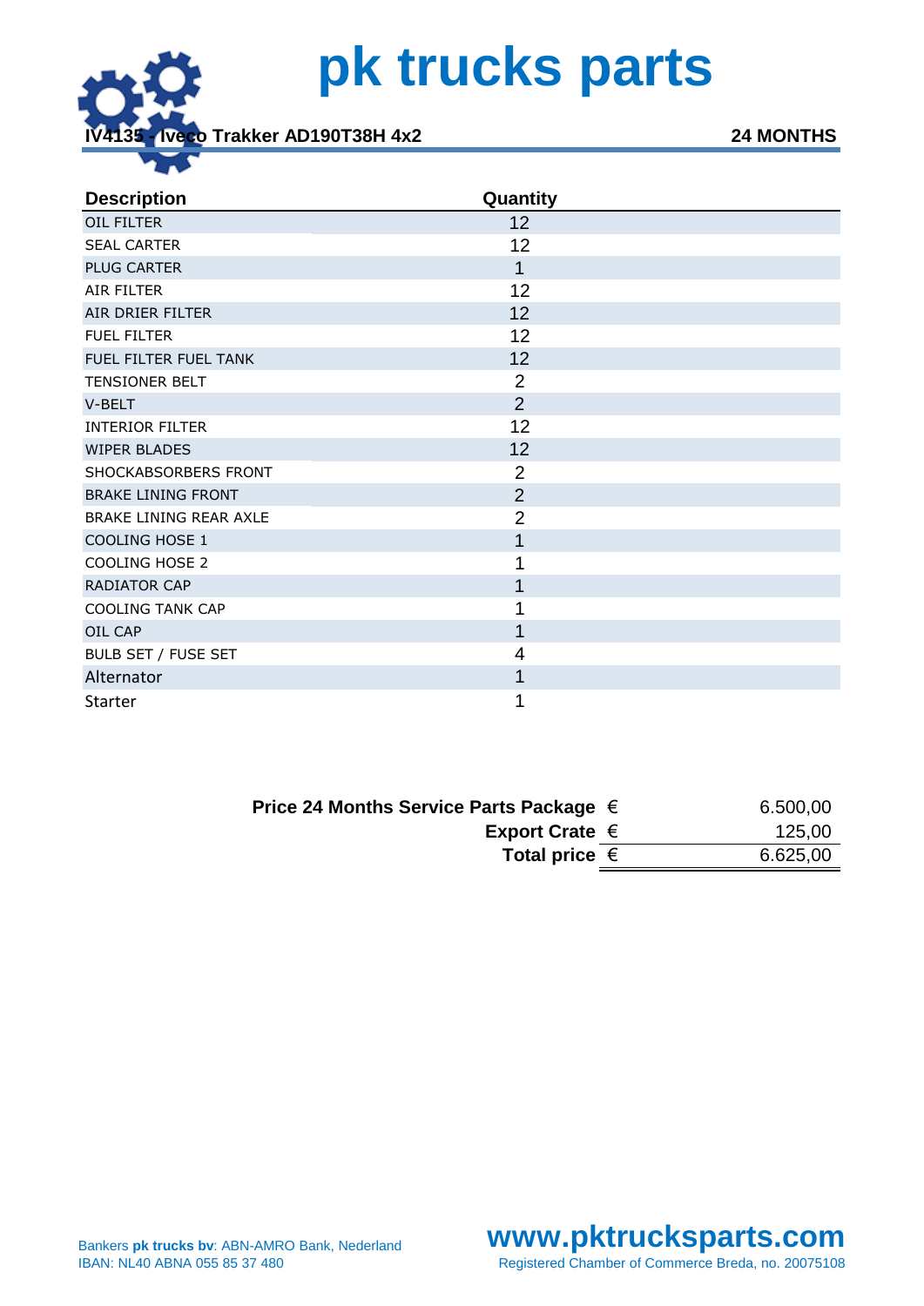# pk trucks parts

**IV4135 - Iveco Trakker AD190T38H 4x2** **24 MONTHS**

| Description | Quantity |
|---|---|
| OIL FILTER | 12 |
| SEAL CARTER | 12 |
| PLUG CARTER | 1 |
| AIR FILTER | 12 |
| AIR DRIER FILTER | 12 |
| FUEL FILTER | 12 |
| FUEL FILTER FUEL TANK | 12 |
| TENSIONER BELT | 2 |
| V-BELT | 2 |
| INTERIOR FILTER | 12 |
| WIPER BLADES | 12 |
| SHOCKABSORBERS FRONT | 2 |
| BRAKE LINING FRONT | 2 |
| BRAKE LINING REAR AXLE | 2 |
| COOLING HOSE 1 | 1 |
| COOLING HOSE 2 | 1 |
| RADIATOR CAP | 1 |
| COOLING TANK CAP | 1 |
| OIL CAP | 1 |
| BULB SET / FUSE SET | 4 |
| Alternator | 1 |
| Starter | 1 |

| | | |
|---|---|---|
| **Price 24 Months Service Parts Package** | € | 6.500,00 |
| **Export Crate** | € | 125,00 |
| **Total price** | € | 6.625,00 |

Bankers **pk trucks bv**: ABN-AMRO Bank, Nederland
IBAN: NL40 ABNA 055 85 37 480

**www.pktrucksparts.com**
Registered Chamber of Commerce Breda, no. 20075108